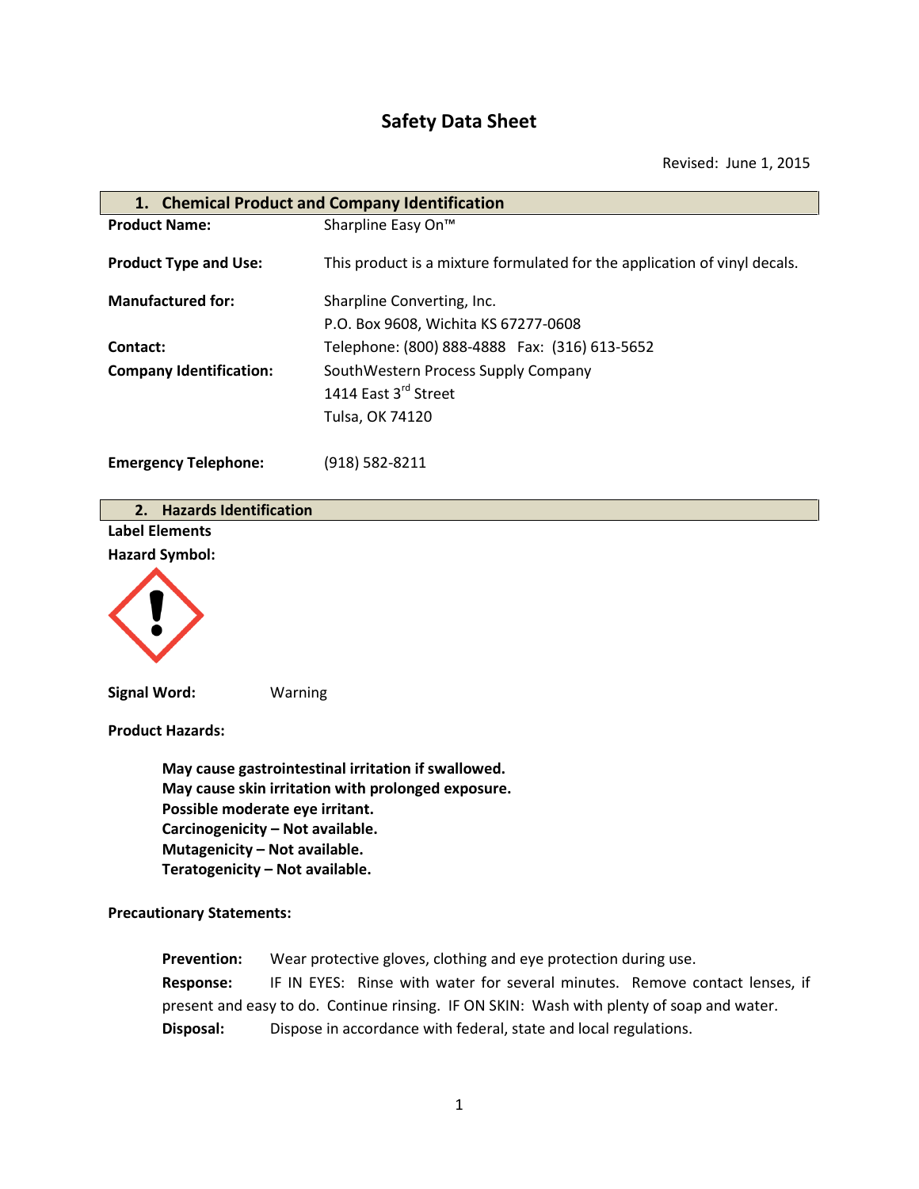# Safety Data Sheet

Revised: June 1, 2015

## 1. Chemical Product and Company Identification

**Product Name:** Sharpline Easy On™

**Product Type and Use:** This product is a mixture formulated for the application of vinyl decals.

**Manufactured for:** Sharpline Converting, Inc.
P.O. Box 9608, Wichita KS 67277-0608

**Contact:** Telephone: (800) 888-4888 Fax: (316) 613-5652

**Company Identification:** SouthWestern Process Supply Company
1414 East 3rd Street
Tulsa, OK 74120

**Emergency Telephone:** (918) 582-8211

## 2. Hazards Identification

**Label Elements**

**Hazard Symbol:**

**Signal Word:** Warning

**Product Hazards:**

**May cause gastrointestinal irritation if swallowed.**
**May cause skin irritation with prolonged exposure.**
**Possible moderate eye irritant.**
**Carcinogenicity – Not available.**
**Mutagenicity – Not available.**
**Teratogenicity – Not available.**

**Precautionary Statements:**

**Prevention:** Wear protective gloves, clothing and eye protection during use.

**Response:** IF IN EYES: Rinse with water for several minutes. Remove contact lenses, if present and easy to do. Continue rinsing. IF ON SKIN: Wash with plenty of soap and water.

**Disposal:** Dispose in accordance with federal, state and local regulations.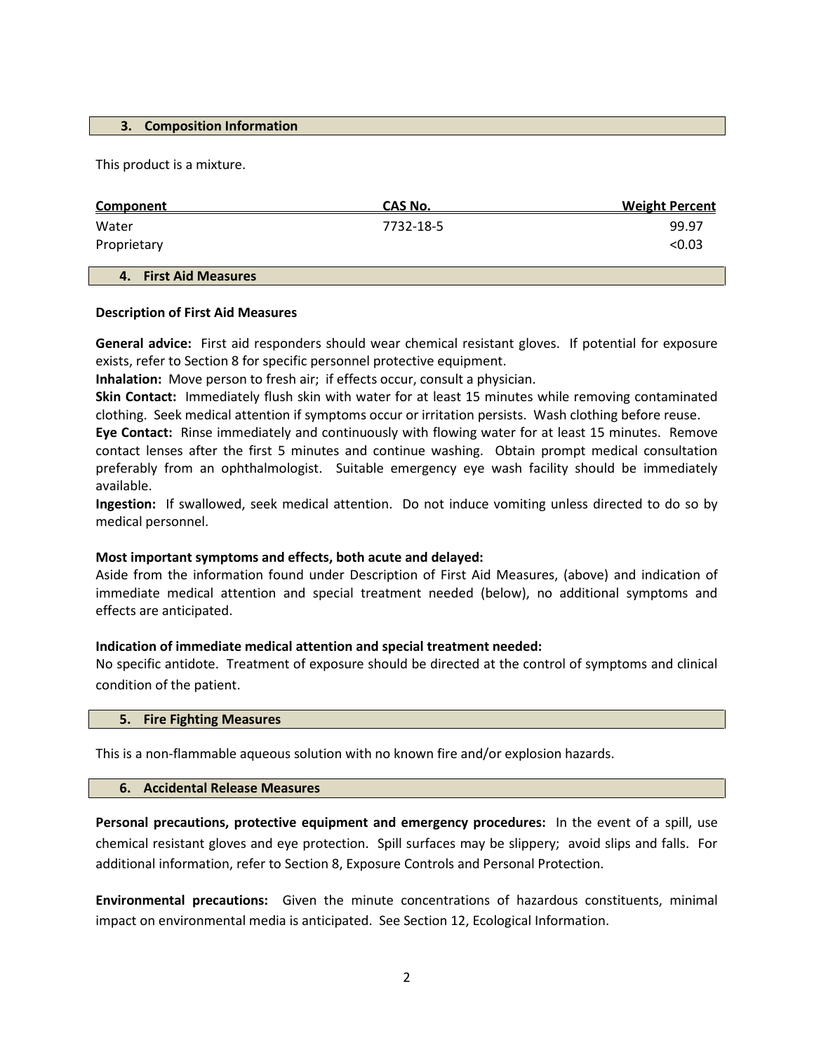## 3. Composition Information

This product is a mixture.

| Component | CAS No. | Weight Percent |
|---|---|---|
| Water | 7732-18-5 | 99.97 |
| Proprietary | | <0.03 |

## 4. First Aid Measures

**Description of First Aid Measures**

**General advice:** First aid responders should wear chemical resistant gloves. If potential for exposure exists, refer to Section 8 for specific personnel protective equipment.
**Inhalation:** Move person to fresh air; if effects occur, consult a physician.
**Skin Contact:** Immediately flush skin with water for at least 15 minutes while removing contaminated clothing. Seek medical attention if symptoms occur or irritation persists. Wash clothing before reuse.
**Eye Contact:** Rinse immediately and continuously with flowing water for at least 15 minutes. Remove contact lenses after the first 5 minutes and continue washing. Obtain prompt medical consultation preferably from an ophthalmologist. Suitable emergency eye wash facility should be immediately available.
**Ingestion:** If swallowed, seek medical attention. Do not induce vomiting unless directed to do so by medical personnel.

**Most important symptoms and effects, both acute and delayed:**
Aside from the information found under Description of First Aid Measures, (above) and indication of immediate medical attention and special treatment needed (below), no additional symptoms and effects are anticipated.

**Indication of immediate medical attention and special treatment needed:**
No specific antidote. Treatment of exposure should be directed at the control of symptoms and clinical condition of the patient.

## 5. Fire Fighting Measures

This is a non-flammable aqueous solution with no known fire and/or explosion hazards.

## 6. Accidental Release Measures

**Personal precautions, protective equipment and emergency procedures:** In the event of a spill, use chemical resistant gloves and eye protection. Spill surfaces may be slippery; avoid slips and falls. For additional information, refer to Section 8, Exposure Controls and Personal Protection.

**Environmental precautions:** Given the minute concentrations of hazardous constituents, minimal impact on environmental media is anticipated. See Section 12, Ecological Information.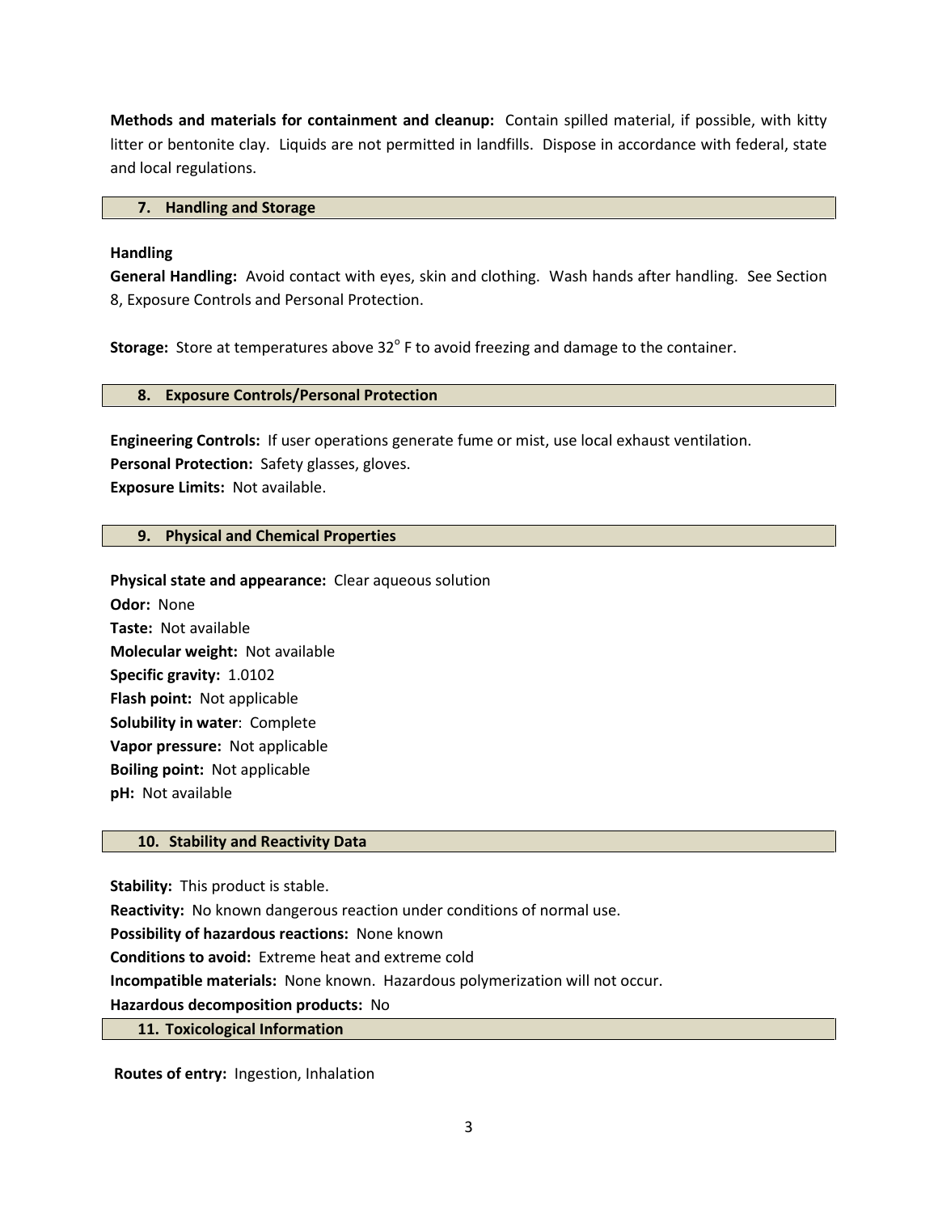**Methods and materials for containment and cleanup:** Contain spilled material, if possible, with kitty litter or bentonite clay. Liquids are not permitted in landfills. Dispose in accordance with federal, state and local regulations.

## 7. Handling and Storage

**Handling**

**General Handling:** Avoid contact with eyes, skin and clothing. Wash hands after handling. See Section 8, Exposure Controls and Personal Protection.

**Storage:** Store at temperatures above 32° F to avoid freezing and damage to the container.

## 8. Exposure Controls/Personal Protection

**Engineering Controls:** If user operations generate fume or mist, use local exhaust ventilation.
**Personal Protection:** Safety glasses, gloves.
**Exposure Limits:** Not available.

## 9. Physical and Chemical Properties

**Physical state and appearance:** Clear aqueous solution
**Odor:** None
**Taste:** Not available
**Molecular weight:** Not available
**Specific gravity:** 1.0102
**Flash point:** Not applicable
**Solubility in water**: Complete
**Vapor pressure:** Not applicable
**Boiling point:** Not applicable
**pH:** Not available

## 10. Stability and Reactivity Data

**Stability:** This product is stable.
**Reactivity:** No known dangerous reaction under conditions of normal use.
**Possibility of hazardous reactions:** None known
**Conditions to avoid:** Extreme heat and extreme cold
**Incompatible materials:** None known. Hazardous polymerization will not occur.
**Hazardous decomposition products:** No

## 11. Toxicological Information

**Routes of entry:** Ingestion, Inhalation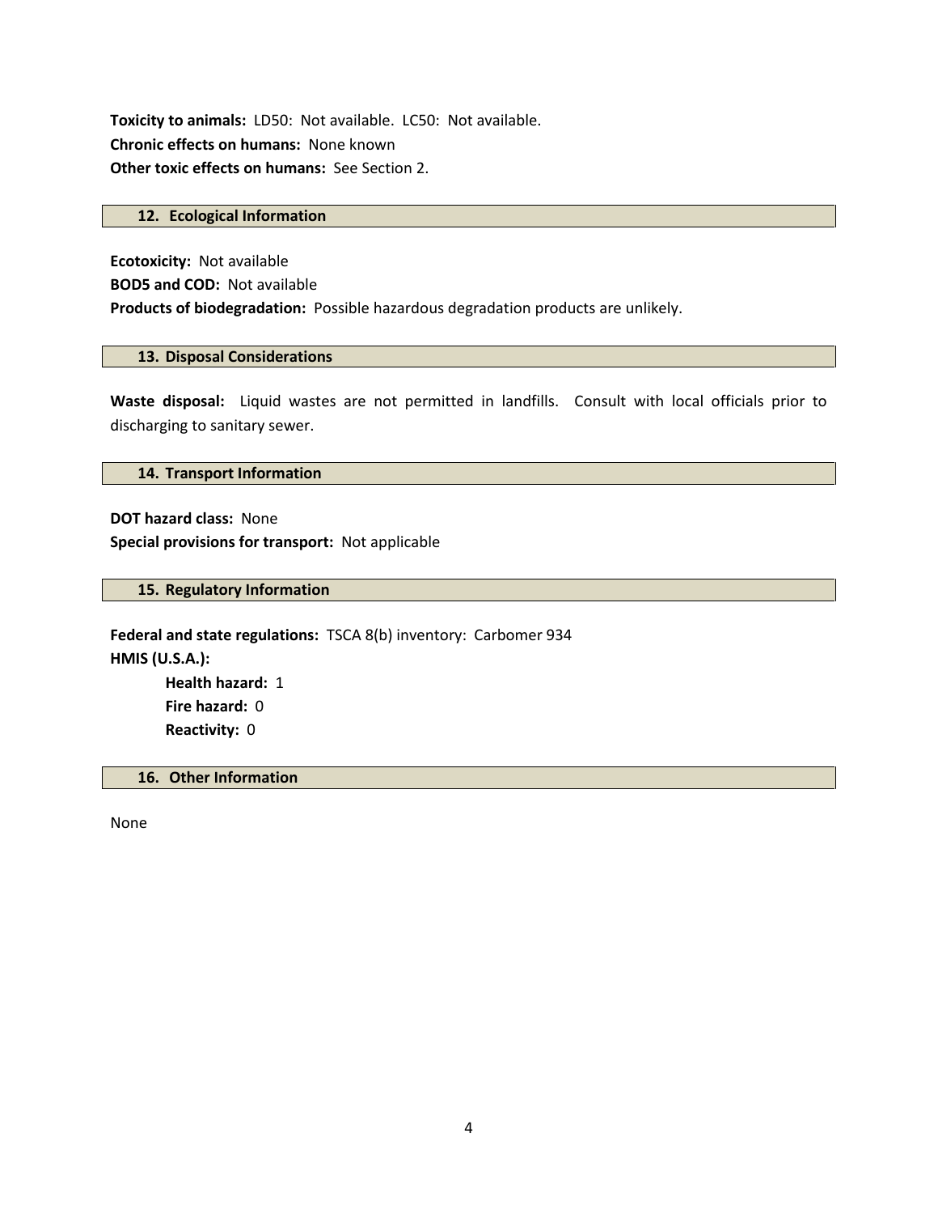**Toxicity to animals:** LD50: Not available. LC50: Not available.
**Chronic effects on humans:** None known
**Other toxic effects on humans:** See Section 2.

## 12. Ecological Information

**Ecotoxicity:** Not available
**BOD5 and COD:** Not available
**Products of biodegradation:** Possible hazardous degradation products are unlikely.

## 13. Disposal Considerations

**Waste disposal:** Liquid wastes are not permitted in landfills. Consult with local officials prior to discharging to sanitary sewer.

## 14. Transport Information

**DOT hazard class:** None
**Special provisions for transport:** Not applicable

## 15. Regulatory Information

**Federal and state regulations:** TSCA 8(b) inventory: Carbomer 934
**HMIS (U.S.A.):**

- **Health hazard:** 1
- **Fire hazard:** 0
- **Reactivity:** 0

## 16. Other Information

None